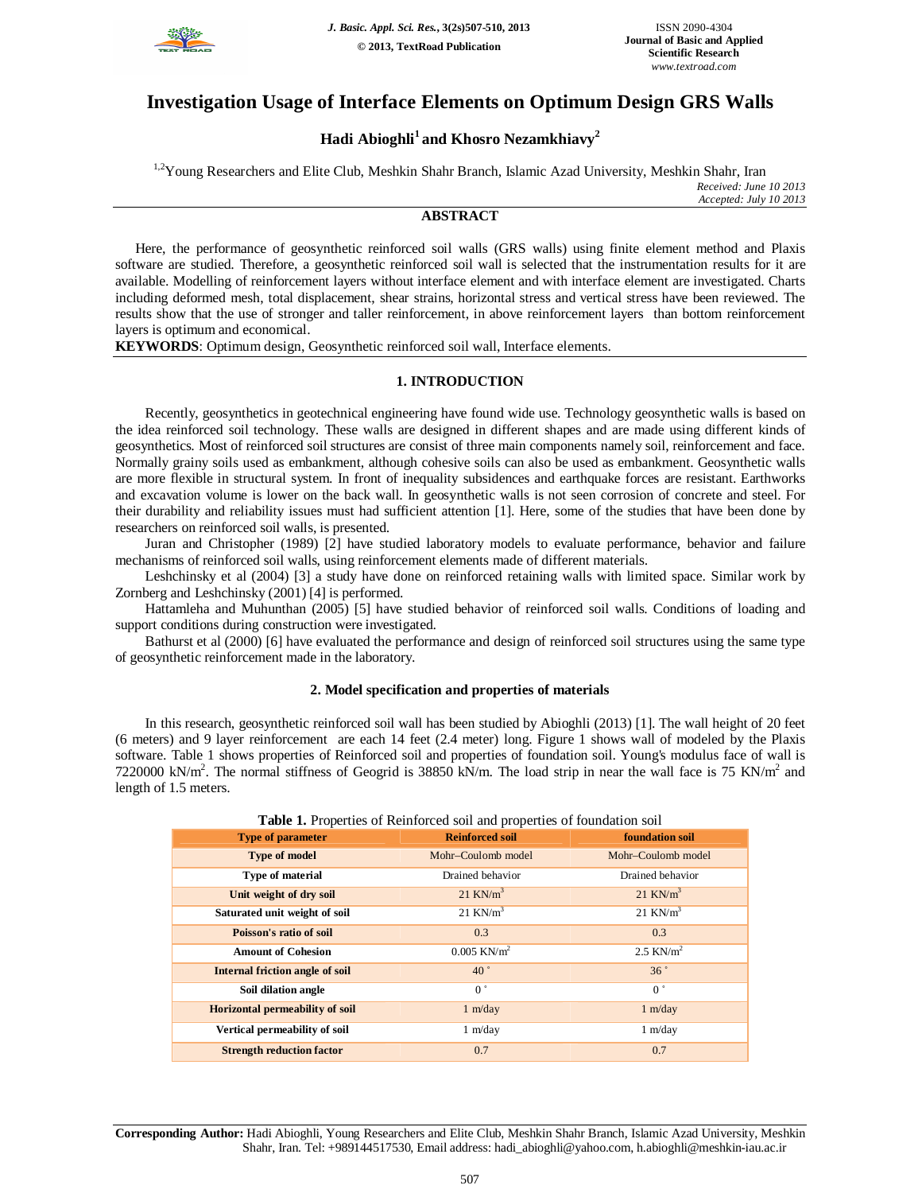# Investigation Usage of Interface Elements on Optimum Design GRS Walls

**Hadi Abioghli[1] and Khosro Nezamkhiavy[2]**

[1,2]Young Researchers and Elite Club, Meshkin Shahr Branch, Islamic Azad University, Meshkin Shahr, Iran

*Received: June 10 2013*
*Accepted: July 10 2013*

## ABSTRACT

Here, the performance of geosynthetic reinforced soil walls (GRS walls) using finite element method and Plaxis software are studied. Therefore, a geosynthetic reinforced soil wall is selected that the instrumentation results for it are available. Modelling of reinforcement layers without interface element and with interface element are investigated. Charts including deformed mesh, total displacement, shear strains, horizontal stress and vertical stress have been reviewed. The results show that the use of stronger and taller reinforcement, in above reinforcement layers than bottom reinforcement layers is optimum and economical.

**KEYWORDS**: Optimum design, Geosynthetic reinforced soil wall, Interface elements.

## 1. INTRODUCTION

Recently, geosynthetics in geotechnical engineering have found wide use. Technology geosynthetic walls is based on the idea reinforced soil technology. These walls are designed in different shapes and are made using different kinds of geosynthetics. Most of reinforced soil structures are consist of three main components namely soil, reinforcement and face. Normally grainy soils used as embankment, although cohesive soils can also be used as embankment. Geosynthetic walls are more flexible in structural system. In front of inequality subsidences and earthquake forces are resistant. Earthworks and excavation volume is lower on the back wall. In geosynthetic walls is not seen corrosion of concrete and steel. For their durability and reliability issues must had sufficient attention [1]. Here, some of the studies that have been done by researchers on reinforced soil walls, is presented.

Juran and Christopher (1989) [2] have studied laboratory models to evaluate performance, behavior and failure mechanisms of reinforced soil walls, using reinforcement elements made of different materials.

Leshchinsky et al (2004) [3] a study have done on reinforced retaining walls with limited space. Similar work by Zornberg and Leshchinsky (2001) [4] is performed.

Hattamleha and Muhunthan (2005) [5] have studied behavior of reinforced soil walls. Conditions of loading and support conditions during construction were investigated.

Bathurst et al (2000) [6] have evaluated the performance and design of reinforced soil structures using the same type of geosynthetic reinforcement made in the laboratory.

## 2. Model specification and properties of materials

In this research, geosynthetic reinforced soil wall has been studied by Abioghli (2013) [1]. The wall height of 20 feet (6 meters) and 9 layer reinforcement are each 14 feet (2.4 meter) long. Figure 1 shows wall of modeled by the Plaxis software. Table 1 shows properties of Reinforced soil and properties of foundation soil. Young's modulus face of wall is 7220000 kN/m$^2$. The normal stiffness of Geogrid is 38850 kN/m. The load strip in near the wall face is 75 KN/m$^2$ and length of 1.5 meters.

**Table 1.** Properties of Reinforced soil and properties of foundation soil

| Type of parameter | Reinforced soil | foundation soil |
|---|---|---|
| Type of model | Mohr–Coulomb model | Mohr–Coulomb model |
| Type of material | Drained behavior | Drained behavior |
| Unit weight of dry soil | 21 KN/m$^3$ | 21 KN/m$^3$ |
| Saturated unit weight of soil | 21 KN/m$^3$ | 21 KN/m$^3$ |
| Poisson's ratio of soil | 0.3 | 0.3 |
| Amount of Cohesion | 0.005 KN/m$^2$ | 2.5 KN/m$^2$ |
| Internal friction angle of soil | 40 ° | 36 ° |
| Soil dilation angle | 0 ° | 0 ° |
| Horizontal permeability of soil | 1 m/day | 1 m/day |
| Vertical permeability of soil | 1 m/day | 1 m/day |
| Strength reduction factor | 0.7 | 0.7 |

**Corresponding Author:** Hadi Abioghli, Young Researchers and Elite Club, Meshkin Shahr Branch, Islamic Azad University, Meshkin Shahr, Iran. Tel: +989144517530, Email address: hadi_abioghli@yahoo.com, h.abioghli@meshkin-iau.ac.ir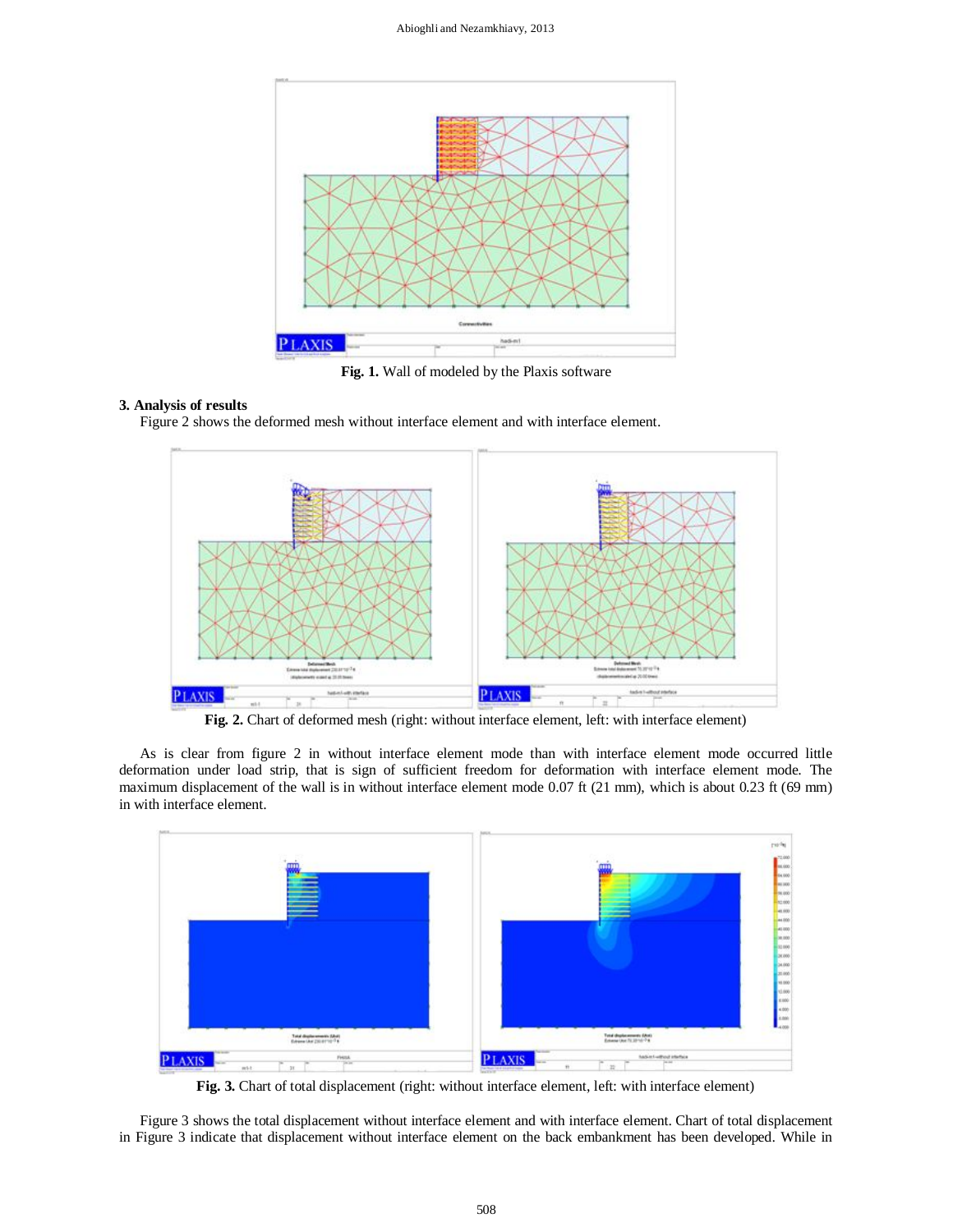Fig. 1. Wall of modeled by the Plaxis software

### 3. Analysis of results

Figure 2 shows the deformed mesh without interface element and with interface element.

Fig. 2. Chart of deformed mesh (right: without interface element, left: with interface element)

As is clear from figure 2 in without interface element mode than with interface element mode occurred little deformation under load strip, that is sign of sufficient freedom for deformation with interface element mode. The maximum displacement of the wall is in without interface element mode 0.07 ft (21 mm), which is about 0.23 ft (69 mm) in with interface element.

Fig. 3. Chart of total displacement (right: without interface element, left: with interface element)

Figure 3 shows the total displacement without interface element and with interface element. Chart of total displacement in Figure 3 indicate that displacement without interface element on the back embankment has been developed. While in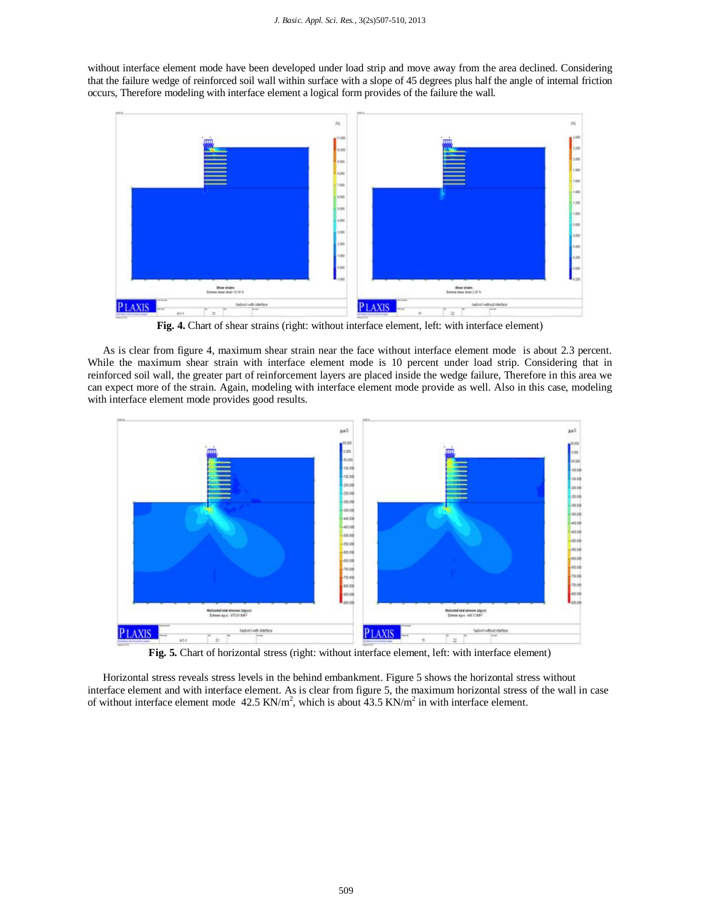without interface element mode have been developed under load strip and move away from the area declined. Considering that the failure wedge of reinforced soil wall within surface with a slope of 45 degrees plus half the angle of internal friction occurs, Therefore modeling with interface element a logical form provides of the failure the wall.

**Fig. 4.** Chart of shear strains (right: without interface element, left: with interface element)

As is clear from figure 4, maximum shear strain near the face without interface element mode is about 2.3 percent. While the maximum shear strain with interface element mode is 10 percent under load strip. Considering that in reinforced soil wall, the greater part of reinforcement layers are placed inside the wedge failure, Therefore in this area we can expect more of the strain. Again, modeling with interface element mode provide as well. Also in this case, modeling with interface element mode provides good results.

**Fig. 5.** Chart of horizontal stress (right: without interface element, left: with interface element)

Horizontal stress reveals stress levels in the behind embankment. Figure 5 shows the horizontal stress without interface element and with interface element. As is clear from figure 5, the maximum horizontal stress of the wall in case of without interface element mode 42.5 KN/m$^2$, which is about 43.5 KN/m$^2$ in with interface element.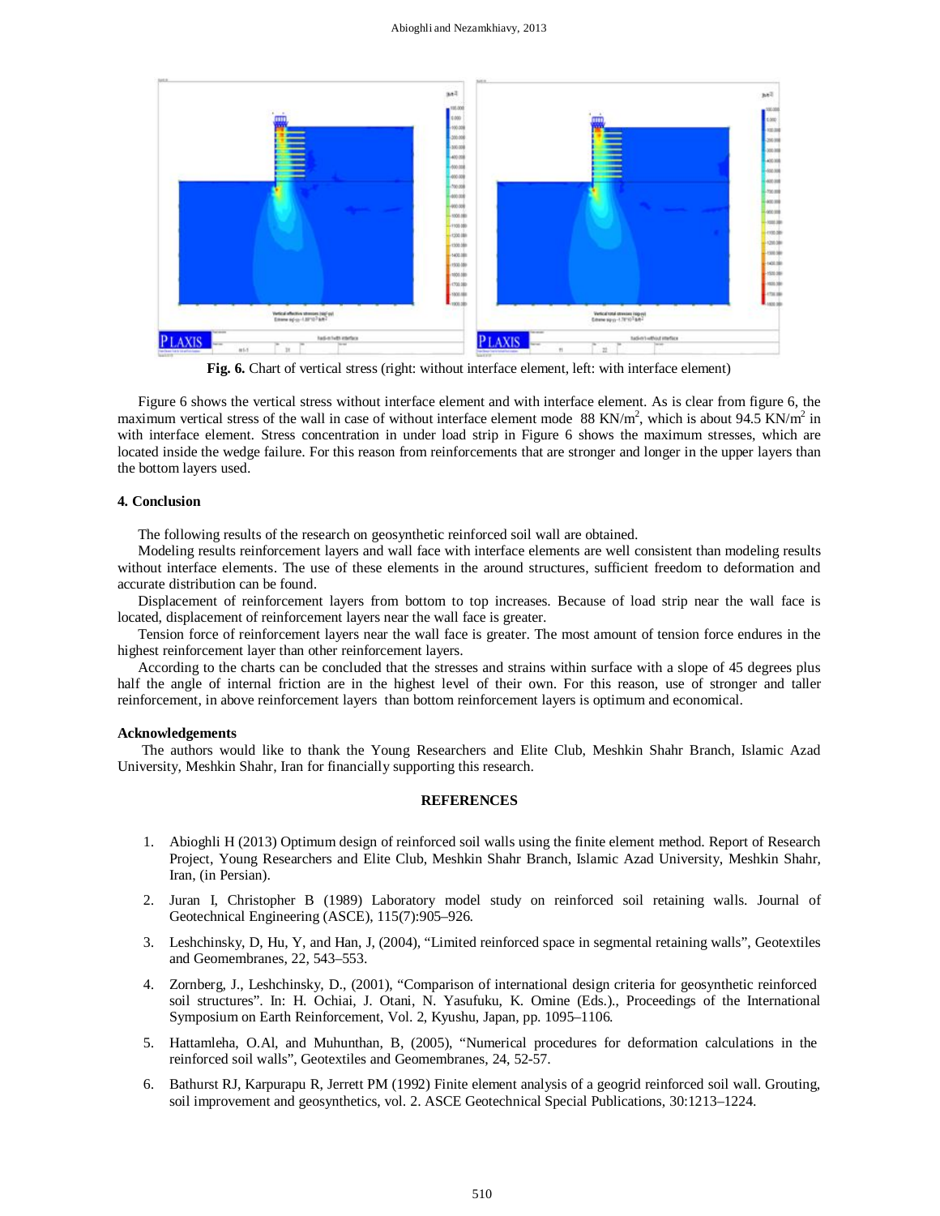Fig. 6. Chart of vertical stress (right: without interface element, left: with interface element)

Figure 6 shows the vertical stress without interface element and with interface element. As is clear from figure 6, the maximum vertical stress of the wall in case of without interface element mode 88 KN/m$^2$, which is about 94.5 KN/m$^2$ in with interface element. Stress concentration in under load strip in Figure 6 shows the maximum stresses, which are located inside the wedge failure. For this reason from reinforcements that are stronger and longer in the upper layers than the bottom layers used.

## 4. Conclusion

The following results of the research on geosynthetic reinforced soil wall are obtained.

Modeling results reinforcement layers and wall face with interface elements are well consistent than modeling results without interface elements. The use of these elements in the around structures, sufficient freedom to deformation and accurate distribution can be found.

Displacement of reinforcement layers from bottom to top increases. Because of load strip near the wall face is located, displacement of reinforcement layers near the wall face is greater.

Tension force of reinforcement layers near the wall face is greater. The most amount of tension force endures in the highest reinforcement layer than other reinforcement layers.

According to the charts can be concluded that the stresses and strains within surface with a slope of 45 degrees plus half the angle of internal friction are in the highest level of their own. For this reason, use of stronger and taller reinforcement, in above reinforcement layers than bottom reinforcement layers is optimum and economical.

## Acknowledgements

The authors would like to thank the Young Researchers and Elite Club, Meshkin Shahr Branch, Islamic Azad University, Meshkin Shahr, Iran for financially supporting this research.

## REFERENCES

1. Abioghli H (2013) Optimum design of reinforced soil walls using the finite element method. Report of Research Project, Young Researchers and Elite Club, Meshkin Shahr Branch, Islamic Azad University, Meshkin Shahr, Iran, (in Persian).
2. Juran I, Christopher B (1989) Laboratory model study on reinforced soil retaining walls. Journal of Geotechnical Engineering (ASCE), 115(7):905–926.
3. Leshchinsky, D, Hu, Y, and Han, J, (2004), "Limited reinforced space in segmental retaining walls", Geotextiles and Geomembranes, 22, 543–553.
4. Zornberg, J., Leshchinsky, D., (2001), "Comparison of international design criteria for geosynthetic reinforced soil structures". In: H. Ochiai, J. Otani, N. Yasufuku, K. Omine (Eds.)., Proceedings of the International Symposium on Earth Reinforcement, Vol. 2, Kyushu, Japan, pp. 1095–1106.
5. Hattamleha, O.Al, and Muhunthan, B, (2005), "Numerical procedures for deformation calculations in the reinforced soil walls", Geotextiles and Geomembranes, 24, 52-57.
6. Bathurst RJ, Karpurapu R, Jerrett PM (1992) Finite element analysis of a geogrid reinforced soil wall. Grouting, soil improvement and geosynthetics, vol. 2. ASCE Geotechnical Special Publications, 30:1213–1224.